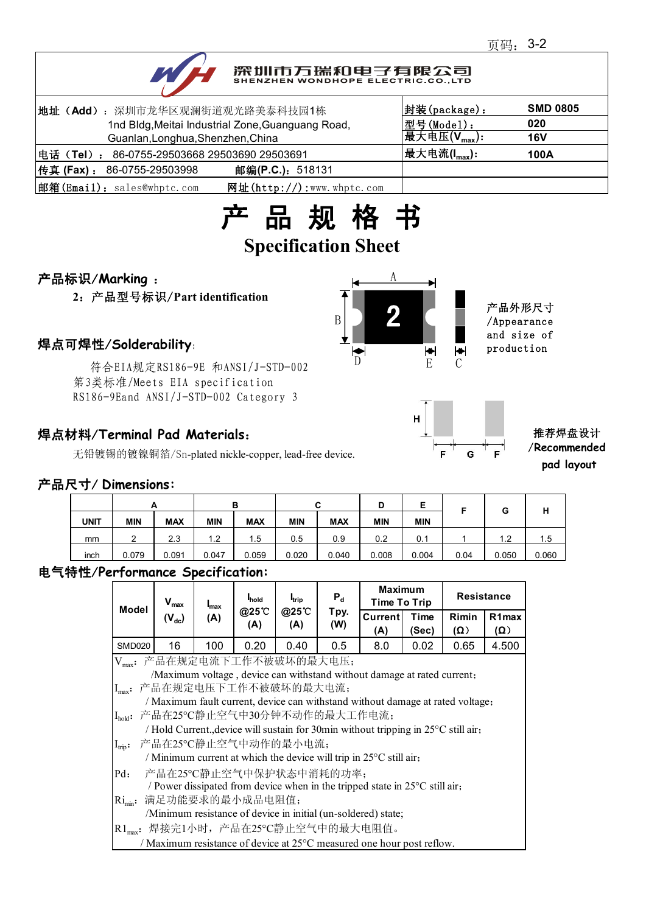深圳市万瑞和电子有限公司
SHENZHEN WONDHOPE ELECTRIC.CO.,LTD

| | |
|---|---|
| 地址（Add）：深圳市龙华区观澜街道观光路美泰科技园1栋<br>1nd Bldg,Meitai Industrial Zone,Guanguang Road, Guanlan,Longhua,Shenzhen,China | 封装(package)： SMD 0805<br>型号(Model)： 020<br>最大电压($V_{max}$)： 16V |
| 电话（Tel）： 86-0755-29503668 29503690 29503691 | 最大电流($I_{max}$)： 100A |
| 传真 (Fax)： 86-0755-29503998　　邮编(P.C.)：518131 | |
| 邮箱(Email)：sales@whptc.com　　网址(http://)：www.whptc.com | |

# 产 品 规 格 书

## Specification Sheet

### 产品标识/Marking ：

2：产品型号标识/Part identification

产品外形尺寸/Appearance and size of production

### 焊点可焊性/Solderability:

符合EIA规定RS186-9E 和ANSI/J-STD-002 第3类标准/Meets EIA specification RS186-9Eand ANSI/J-STD-002 Category 3

推荐焊盘设计/Recommended pad layout

### 焊点材料/Terminal Pad Materials:

无铅镀锡的镀镍铜箔/Sn-plated nickle-copper, lead-free device.

### 产品尺寸/ Dimensions:

| | A | | B | | C | | D | E | F | G | H |
|---|---|---|---|---|---|---|---|---|---|---|---|
| UNIT | MIN | MAX | MIN | MAX | MIN | MAX | MIN | MIN | | | |
| mm | 2 | 2.3 | 1.2 | 1.5 | 0.5 | 0.9 | 0.2 | 0.1 | 1 | 1.2 | 1.5 |
| inch | 0.079 | 0.091 | 0.047 | 0.059 | 0.020 | 0.040 | 0.008 | 0.004 | 0.04 | 0.050 | 0.060 |

### 电气特性/Performance Specification:

| Model | $V_{max}$ ($V_{dc}$) | $I_{max}$ (A) | $I_{hold}$ @25℃ (A) | $I_{trip}$ @25℃ (A) | $P_d$ Tpy. (W) | Maximum Time To Trip | | Resistance | |
|---|---|---|---|---|---|---|---|---|---|
| | | | | | | Current (A) | Time (Sec) | Rimin (Ω) | R1max (Ω) |
| SMD020 | 16 | 100 | 0.20 | 0.40 | 0.5 | 8.0 | 0.02 | 0.65 | 4.500 |

$V_{max}$：产品在规定电流下工作不被破坏的最大电压；
/Maximum voltage , device can withstand without damage at rated current；

$I_{max}$：产品在规定电压下工作不被破坏的最大电流；
/ Maximum fault current, device can withstand without damage at rated voltage；

$I_{hold}$：产品在25°C静止空气中30分钟不动作的最大工作电流；
/ Hold Current.,device will sustain for 30min without tripping in 25°C still air；

$I_{trip}$：产品在25°C静止空气中动作的最小电流；
/ Minimum current at which the device will trip in 25°C still air；

Pd：产品在25°C静止空气中保护状态中消耗的功率；
/ Power dissipated from device when in the tripped state in 25°C still air；

$Ri_{min}$：满足功能要求的最小成品电阻值；
/Minimum resistance of device in initial (un-soldered) state;

$R1_{max}$：焊接完1小时，产品在25°C静止空气中的最大电阻值。
/ Maximum resistance of device at 25°C measured one hour post reflow.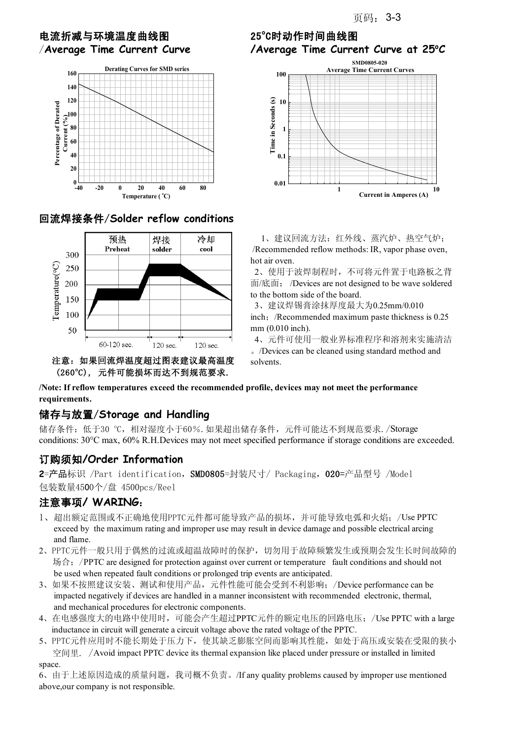## 电流折减与环境温度曲线图 /Average Time Current Curve

Derating Curves for SMD series

Percentage of Derated Current (%)

160
140
120
100
80
60
40
20
0

-40 -20 0 20 40 60 80

Temperature (˚C)

## 25°C时动作时间曲线图 /Average Time Current Curve at 25°C

SMD0805-020
Average Time Current Curves

Time in Seconds (s)

100
10
1
0.1
0.01

1 10

Current in Amperes (A)

## 回流焊接条件/Solder reflow conditions

预热 Preheat
焊接 solder
冷却 cool

Temperature(℃)

300
250
200
150
100
50

60-120 sec. 120 sec. 120 sec.

**注意：如果回流焊温度超过图表建议最高温度（260℃），元件可能损坏而达不到规范要求.**

1、建议回流方法：红外线、蒸汽炉、热空气炉；/Recommended reflow methods: IR, vapor phase oven, hot air oven.

2、使用于波焊制程时，不可将元件置于电路板之背面/底面； /Devices are not designed to be wave soldered to the bottom side of the board.

3、建议焊锡膏涂抹厚度最大为0.25mm/0.010 inch；/Recommended maximum paste thickness is 0.25 mm (0.010 inch).

4、元件可使用一般业界标准程序和溶剂来实施清洁。/Devices can be cleaned using standard method and solvents.

**/Note: If reflow temperatures exceed the recommended profile, devices may not meet the performance requirements.**

## 储存与放置/Storage and Handling

储存条件：低于30 ℃，相对湿度小于60％.如果超出储存条件，元件可能达不到规范要求./Storage conditions: 30°C max, 60% R.H.Devices may not meet specified performance if storage conditions are exceeded.

## 订购须知/Order Information

**2**=产品标识 /Part identification，**SMD0805**=封装尺寸/ Packaging，**020**=产品型号 /Model

包装数量4500个/盘 4500pcs/Reel

## 注意事项/ WARING：

1、超出额定范围或不正确地使用PPTC元件都可能导致产品的损坏，并可能导致电弧和火焰；/Use PPTC exceed by the maximum rating and improper use may result in device damage and possible electrical arcing and flame.

2、PPTC元件一般只用于偶然的过流或超温故障时的保护，切勿用于故障频繁发生或预期会发生长时间故障的场合；/PPTC are designed for protection against over current or temperature fault conditions and should not be used when repeated fault conditions or prolonged trip events are anticipated.

3、如果不按照建议安装、测试和使用产品，元件性能可能会受到不利影响；/Device performance can be impacted negatively if devices are handled in a manner inconsistent with recommended electronic, thermal, and mechanical procedures for electronic components.

4、在电感强度大的电路中使用时，可能会产生超过PPTC元件的额定电压的回路电压；/Use PPTC with a large inductance in circuit will generate a circuit voltage above the rated voltage of the PPTC.

5、PPTC元件应用时不能长期处于压力下，使其缺乏膨胀空间而影响其性能，如处于高压或安装在受限的狭小空间里. /Avoid impact PPTC device its thermal expansion like placed under pressure or installed in limited space.

6、由于上述原因造成的质量问题，我司概不负责。/If any quality problems caused by improper use mentioned above,our company is not responsible.